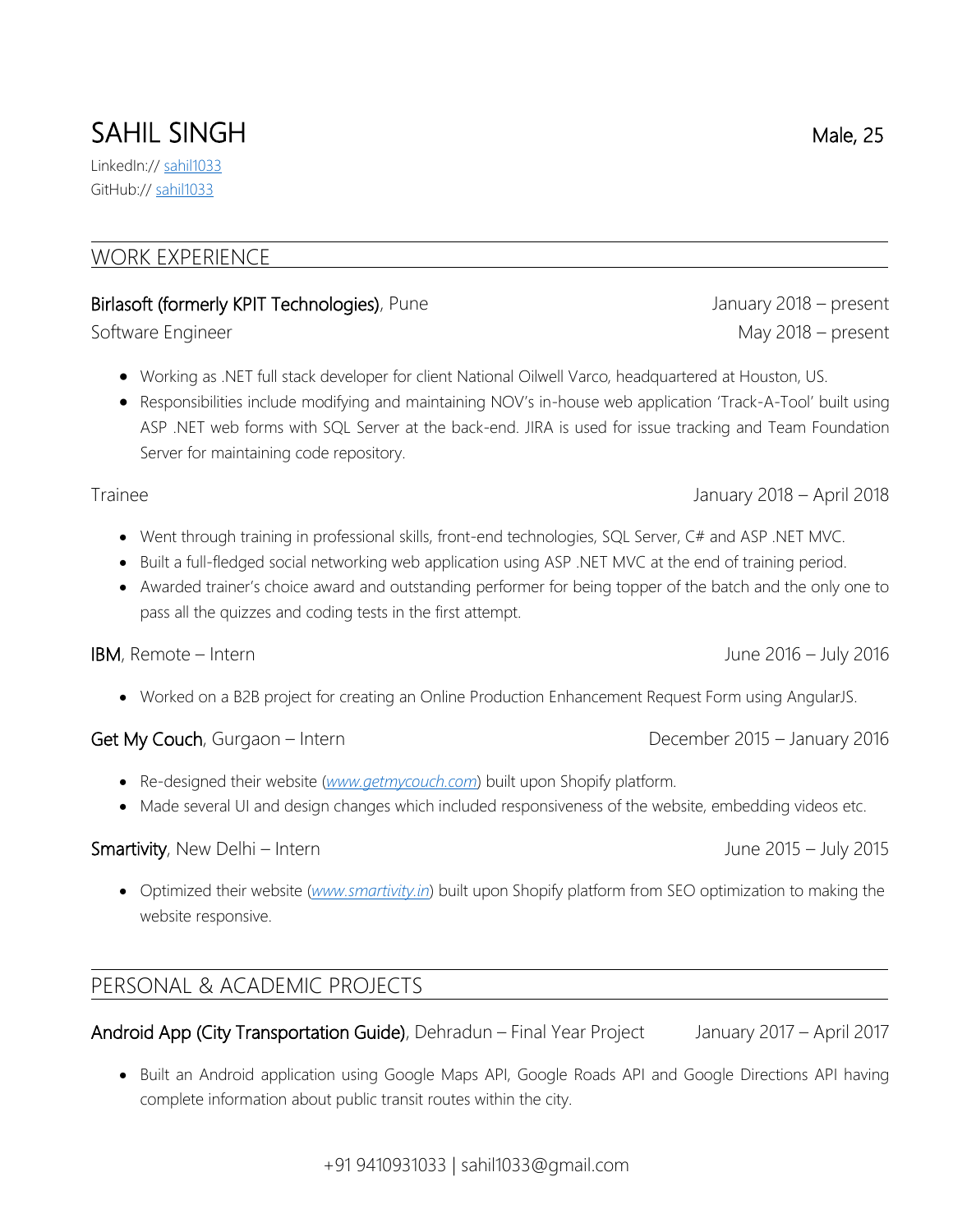# SAHIL SINGH

Male, 25

LinkedIn:// [sahil1033]
GitHub:// [sahil1033]

## WORK EXPERIENCE

**Birlasoft (formerly KPIT Technologies)**, Pune — January 2018 – present

Software Engineer — May 2018 – present

- Working as .NET full stack developer for client National Oilwell Varco, headquartered at Houston, US.
- Responsibilities include modifying and maintaining NOV's in-house web application 'Track-A-Tool' built using ASP .NET web forms with SQL Server at the back-end. JIRA is used for issue tracking and Team Foundation Server for maintaining code repository.

Trainee — January 2018 – April 2018

- Went through training in professional skills, front-end technologies, SQL Server, C# and ASP .NET MVC.
- Built a full-fledged social networking web application using ASP .NET MVC at the end of training period.
- Awarded trainer's choice award and outstanding performer for being topper of the batch and the only one to pass all the quizzes and coding tests in the first attempt.

**IBM**, Remote – Intern — June 2016 – July 2016

- Worked on a B2B project for creating an Online Production Enhancement Request Form using AngularJS.

**Get My Couch**, Gurgaon – Intern — December 2015 – January 2016

- Re-designed their website (*www.getmycouch.com*) built upon Shopify platform.
- Made several UI and design changes which included responsiveness of the website, embedding videos etc.

**Smartivity**, New Delhi – Intern — June 2015 – July 2015

- Optimized their website (*www.smartivity.in*) built upon Shopify platform from SEO optimization to making the website responsive.

## PERSONAL & ACADEMIC PROJECTS

**Android App (City Transportation Guide)**, Dehradun – Final Year Project — January 2017 – April 2017

- Built an Android application using Google Maps API, Google Roads API and Google Directions API having complete information about public transit routes within the city.

+91 9410931033 | sahil1033@gmail.com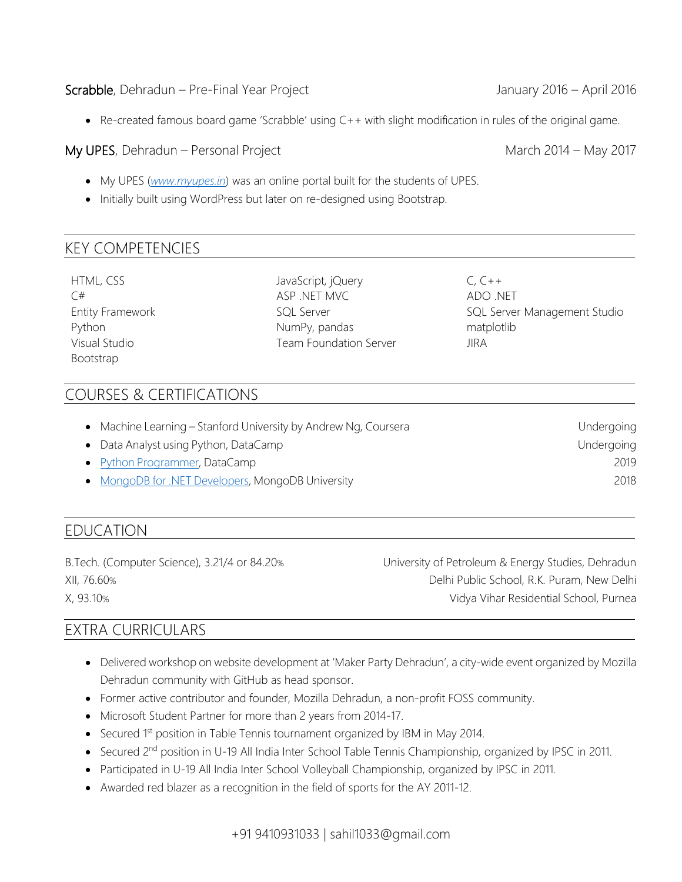**Scrabble**, Dehradun – Pre-Final Year Project — January 2016 – April 2016

- Re-created famous board game 'Scrabble' using C++ with slight modification in rules of the original game.

**My UPES**, Dehradun – Personal Project — March 2014 – May 2017

- My UPES (*www.myupes.in*) was an online portal built for the students of UPES.
- Initially built using WordPress but later on re-designed using Bootstrap.

## KEY COMPETENCIES

| | | |
|---|---|---|
| HTML, CSS | JavaScript, jQuery | C, C++ |
| C# | ASP .NET MVC | ADO .NET |
| Entity Framework | SQL Server | SQL Server Management Studio |
| Python | NumPy, pandas | matplotlib |
| Visual Studio | Team Foundation Server | JIRA |
| Bootstrap | | |

## COURSES & CERTIFICATIONS

- Machine Learning – Stanford University by Andrew Ng, Coursera — Undergoing
- Data Analyst using Python, DataCamp — Undergoing
- Python Programmer, DataCamp — 2019
- MongoDB for .NET Developers, MongoDB University — 2018

## EDUCATION

| | |
|---|---|
| B.Tech. (Computer Science), 3.21/4 or 84.20% | University of Petroleum & Energy Studies, Dehradun |
| XII, 76.60% | Delhi Public School, R.K. Puram, New Delhi |
| X, 93.10% | Vidya Vihar Residential School, Purnea |

## EXTRA CURRICULARS

- Delivered workshop on website development at 'Maker Party Dehradun', a city-wide event organized by Mozilla Dehradun community with GitHub as head sponsor.
- Former active contributor and founder, Mozilla Dehradun, a non-profit FOSS community.
- Microsoft Student Partner for more than 2 years from 2014-17.
- Secured 1st position in Table Tennis tournament organized by IBM in May 2014.
- Secured 2nd position in U-19 All India Inter School Table Tennis Championship, organized by IPSC in 2011.
- Participated in U-19 All India Inter School Volleyball Championship, organized by IPSC in 2011.
- Awarded red blazer as a recognition in the field of sports for the AY 2011-12.

+91 9410931033 | sahil1033@gmail.com